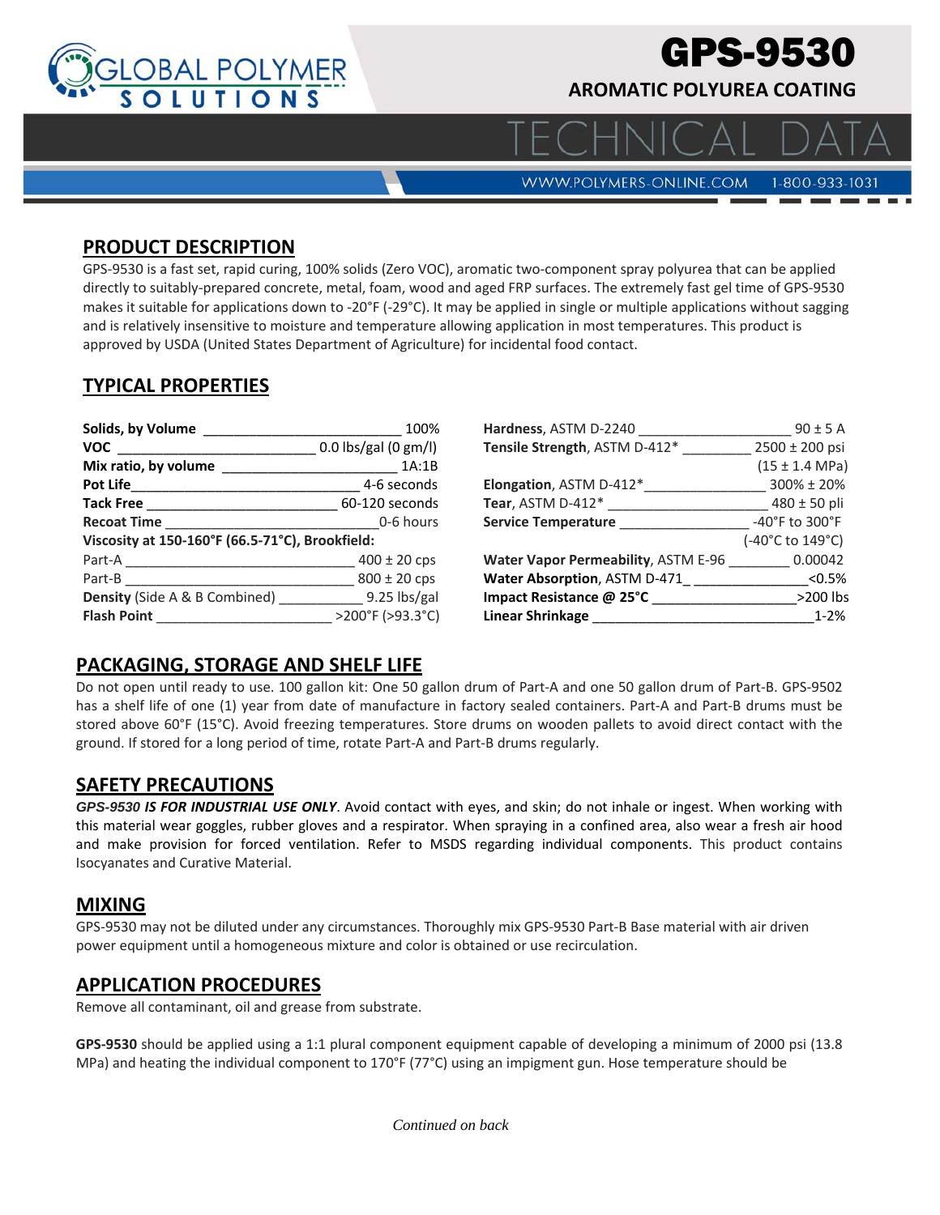# GPS-9530

## AROMATIC POLYUREA COATING

# TECHNICAL DATA

WWW.POLYMERS-ONLINE.COM 1-800-933-1031

## PRODUCT DESCRIPTION

GPS-9530 is a fast set, rapid curing, 100% solids (Zero VOC), aromatic two-component spray polyurea that can be applied directly to suitably-prepared concrete, metal, foam, wood and aged FRP surfaces. The extremely fast gel time of GPS-9530 makes it suitable for applications down to -20°F (-29°C). It may be applied in single or multiple applications without sagging and is relatively insensitive to moisture and temperature allowing application in most temperatures. This product is approved by USDA (United States Department of Agriculture) for incidental food contact.

## TYPICAL PROPERTIES

| Property | Value |
|---|---|
| **Solids, by Volume** | 100% |
| **VOC** | 0.0 lbs/gal (0 gm/l) |
| **Mix ratio, by volume** | 1A:1B |
| **Pot Life** | 4-6 seconds |
| **Tack Free** | 60-120 seconds |
| **Recoat Time** | 0-6 hours |
| **Viscosity at 150-160°F (66.5-71°C), Brookfield:** | |
| Part-A | 400 ± 20 cps |
| Part-B | 800 ± 20 cps |
| **Density** (Side A & B Combined) | 9.25 lbs/gal |
| **Flash Point** | >200°F (>93.3°C) |

| Property | Value |
|---|---|
| **Hardness**, ASTM D-2240 | 90 ± 5 A |
| **Tensile Strength**, ASTM D-412* | 2500 ± 200 psi (15 ± 1.4 MPa) |
| **Elongation**, ASTM D-412* | 300% ± 20% |
| **Tear**, ASTM D-412* | 480 ± 50 pli |
| **Service Temperature** | -40°F to 300°F (-40°C to 149°C) |
| **Water Vapor Permeability**, ASTM E-96 | 0.00042 |
| **Water Absorption**, ASTM D-471 | <0.5% |
| **Impact Resistance @ 25°C** | >200 lbs |
| **Linear Shrinkage** | 1-2% |

## PACKAGING, STORAGE AND SHELF LIFE

Do not open until ready to use. 100 gallon kit: One 50 gallon drum of Part-A and one 50 gallon drum of Part-B. GPS-9502 has a shelf life of one (1) year from date of manufacture in factory sealed containers. Part-A and Part-B drums must be stored above 60°F (15°C). Avoid freezing temperatures. Store drums on wooden pallets to avoid direct contact with the ground. If stored for a long period of time, rotate Part-A and Part-B drums regularly.

## SAFETY PRECAUTIONS

***GPS-9530 IS FOR INDUSTRIAL USE ONLY***. Avoid contact with eyes, and skin; do not inhale or ingest. When working with this material wear goggles, rubber gloves and a respirator. When spraying in a confined area, also wear a fresh air hood and make provision for forced ventilation. Refer to MSDS regarding individual components. This product contains Isocyanates and Curative Material.

## MIXING

GPS-9530 may not be diluted under any circumstances. Thoroughly mix GPS-9530 Part-B Base material with air driven power equipment until a homogeneous mixture and color is obtained or use recirculation.

## APPLICATION PROCEDURES

Remove all contaminant, oil and grease from substrate.

**GPS-9530** should be applied using a 1:1 plural component equipment capable of developing a minimum of 2000 psi (13.8 MPa) and heating the individual component to 170°F (77°C) using an impigment gun. Hose temperature should be

*Continued on back*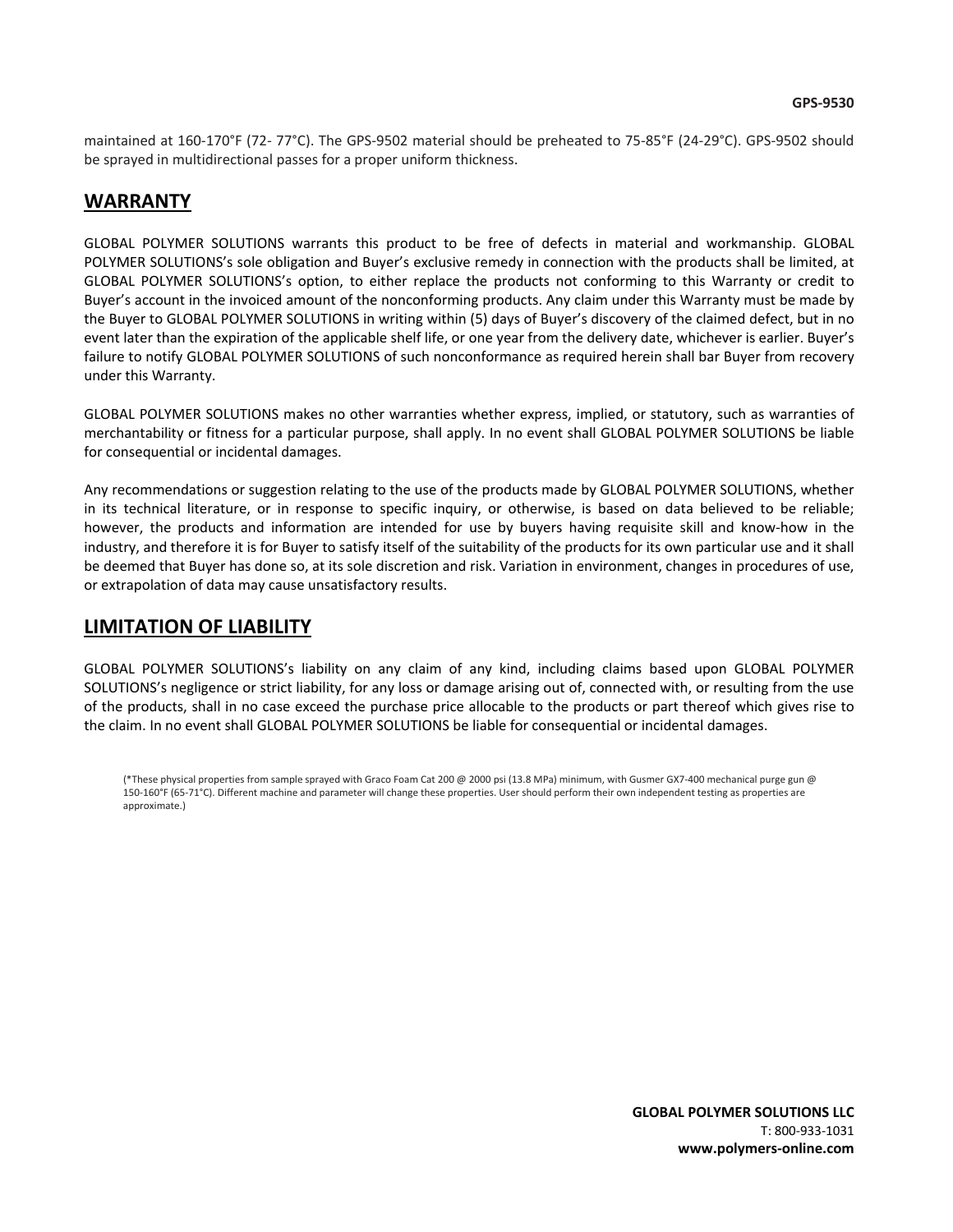maintained at 160-170°F (72- 77°C). The GPS-9502 material should be preheated to 75-85°F (24-29°C). GPS-9502 should be sprayed in multidirectional passes for a proper uniform thickness.

## WARRANTY

GLOBAL POLYMER SOLUTIONS warrants this product to be free of defects in material and workmanship. GLOBAL POLYMER SOLUTIONS's sole obligation and Buyer's exclusive remedy in connection with the products shall be limited, at GLOBAL POLYMER SOLUTIONS's option, to either replace the products not conforming to this Warranty or credit to Buyer's account in the invoiced amount of the nonconforming products. Any claim under this Warranty must be made by the Buyer to GLOBAL POLYMER SOLUTIONS in writing within (5) days of Buyer's discovery of the claimed defect, but in no event later than the expiration of the applicable shelf life, or one year from the delivery date, whichever is earlier. Buyer's failure to notify GLOBAL POLYMER SOLUTIONS of such nonconformance as required herein shall bar Buyer from recovery under this Warranty.

GLOBAL POLYMER SOLUTIONS makes no other warranties whether express, implied, or statutory, such as warranties of merchantability or fitness for a particular purpose, shall apply. In no event shall GLOBAL POLYMER SOLUTIONS be liable for consequential or incidental damages.

Any recommendations or suggestion relating to the use of the products made by GLOBAL POLYMER SOLUTIONS, whether in its technical literature, or in response to specific inquiry, or otherwise, is based on data believed to be reliable; however, the products and information are intended for use by buyers having requisite skill and know-how in the industry, and therefore it is for Buyer to satisfy itself of the suitability of the products for its own particular use and it shall be deemed that Buyer has done so, at its sole discretion and risk. Variation in environment, changes in procedures of use, or extrapolation of data may cause unsatisfactory results.

## LIMITATION OF LIABILITY

GLOBAL POLYMER SOLUTIONS's liability on any claim of any kind, including claims based upon GLOBAL POLYMER SOLUTIONS's negligence or strict liability, for any loss or damage arising out of, connected with, or resulting from the use of the products, shall in no case exceed the purchase price allocable to the products or part thereof which gives rise to the claim. In no event shall GLOBAL POLYMER SOLUTIONS be liable for consequential or incidental damages.

(*These physical properties from sample sprayed with Graco Foam Cat 200 @ 2000 psi (13.8 MPa) minimum, with Gusmer GX7-400 mechanical purge gun @ 150-160°F (65-71°C). Different machine and parameter will change these properties. User should perform their own independent testing as properties are approximate.)

**GLOBAL POLYMER SOLUTIONS LLC**
T: 800-933-1031
**www.polymers-online.com**